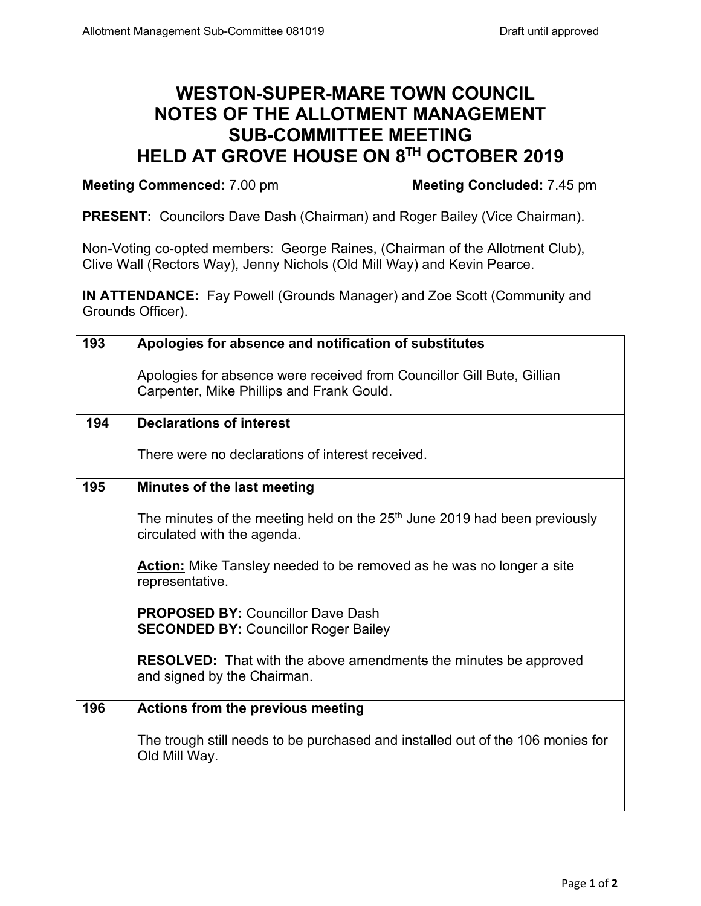# WESTON-SUPER-MARE TOWN COUNCIL NOTES OF THE ALLOTMENT MANAGEMENT SUB-COMMITTEE MEETING HELD AT GROVE HOUSE ON 8TH OCTOBER 2019

**Meeting Commenced:** 7.00 pm **Meeting Concluded:** 7.45 pm

**PRESENT:** Councilors Dave Dash (Chairman) and Roger Bailey (Vice Chairman).

Non-Voting co-opted members: George Raines, (Chairman of the Allotment Club), Clive Wall (Rectors Way), Jenny Nichols (Old Mill Way) and Kevin Pearce.

**IN ATTENDANCE:** Fay Powell (Grounds Manager) and Zoe Scott (Community and Grounds Officer).

| | |
|---|---|
| 193 | **Apologies for absence and notification of substitutes**<br><br>Apologies for absence were received from Councillor Gill Bute, Gillian Carpenter, Mike Phillips and Frank Gould. |
| 194 | **Declarations of interest**<br><br>There were no declarations of interest received. |
| 195 | **Minutes of the last meeting**<br><br>The minutes of the meeting held on the 25th June 2019 had been previously circulated with the agenda.<br><br>**Action:** Mike Tansley needed to be removed as he was no longer a site representative.<br><br>**PROPOSED BY:** Councillor Dave Dash<br>**SECONDED BY:** Councillor Roger Bailey<br><br>**RESOLVED:** That with the above amendments the minutes be approved and signed by the Chairman. |
| 196 | **Actions from the previous meeting**<br><br>The trough still needs to be purchased and installed out of the 106 monies for Old Mill Way. |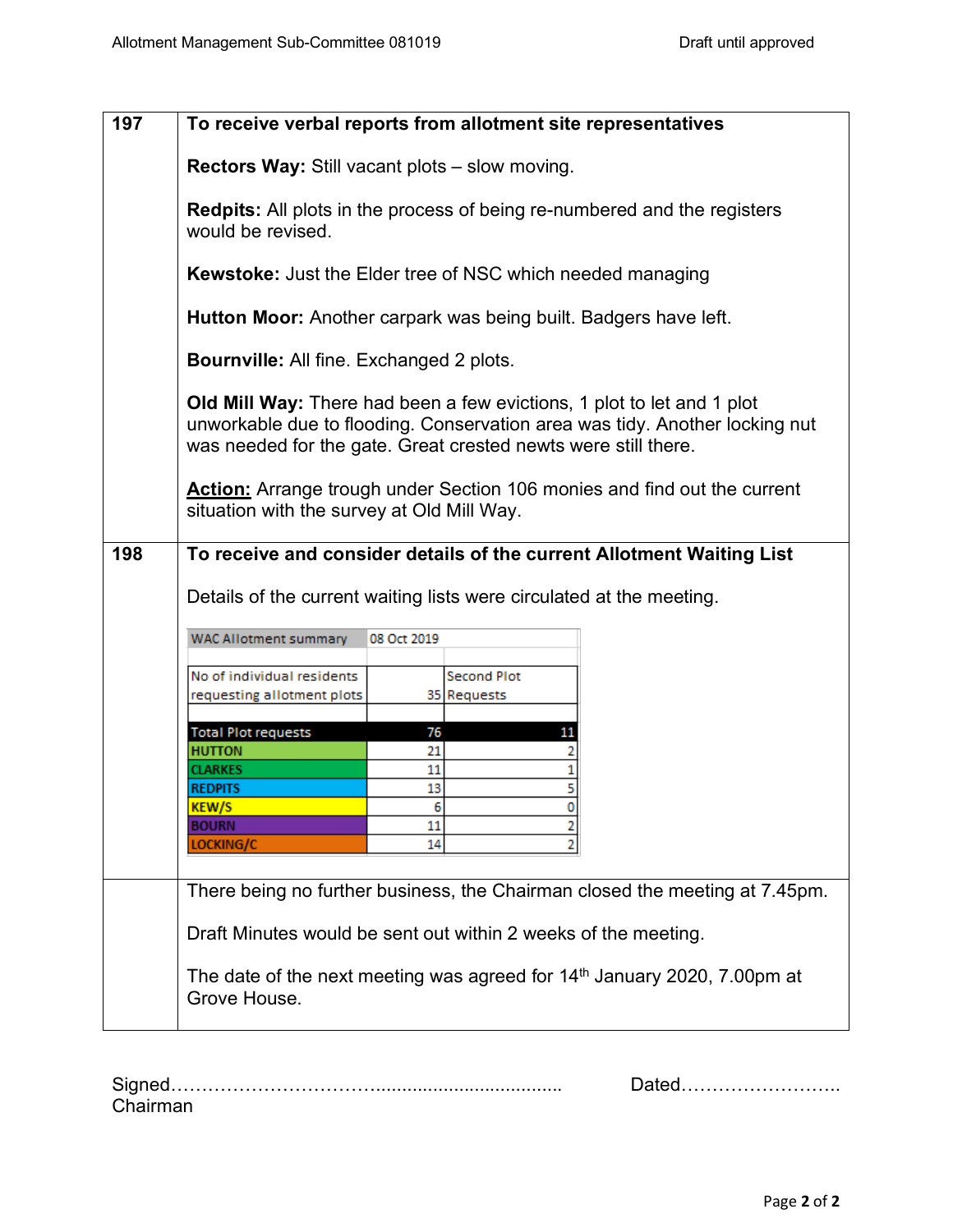| | |
|---|---|
| **197** | **To receive verbal reports from allotment site representatives**<br><br>**Rectors Way:** Still vacant plots – slow moving.<br><br>**Redpits:** All plots in the process of being re-numbered and the registers would be revised.<br><br>**Kewstoke:** Just the Elder tree of NSC which needed managing<br><br>**Hutton Moor:** Another carpark was being built. Badgers have left.<br><br>**Bournville:** All fine. Exchanged 2 plots.<br><br>**Old Mill Way:** There had been a few evictions, 1 plot to let and 1 plot unworkable due to flooding. Conservation area was tidy. Another locking nut was needed for the gate. Great crested newts were still there.<br><br>**<u>Action:</u>** Arrange trough under Section 106 monies and find out the current situation with the survey at Old Mill Way. |
| **198** | **To receive and consider details of the current Allotment Waiting List**<br><br>Details of the current waiting lists were circulated at the meeting. |

| WAC Allotment summary | 08 Oct 2019 | |
|---|---|---|
| No of individual residents requesting allotment plots | 35 | Second Plot Requests |
| Total Plot requests | 76 | 11 |
| HUTTON | 21 | 2 |
| CLARKES | 11 | 1 |
| REDPITS | 13 | 5 |
| KEW/S | 6 | 0 |
| BOURN | 11 | 2 |
| LOCKING/C | 14 | 2 |

There being no further business, the Chairman closed the meeting at 7.45pm.

Draft Minutes would be sent out within 2 weeks of the meeting.

The date of the next meeting was agreed for 14th January 2020, 7.00pm at Grove House.

Signed……………………………...................................... Dated…………………….

Chairman